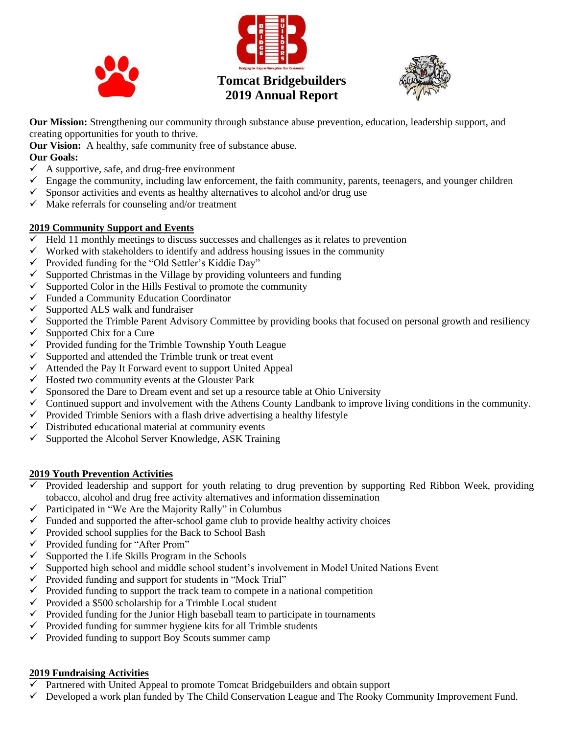# Tomcat Bridgebuilders 2019 Annual Report

**Our Mission:** Strengthening our community through substance abuse prevention, education, leadership support, and creating opportunities for youth to thrive.

**Our Vision:** A healthy, safe community free of substance abuse.

**Our Goals:**

- ✓ A supportive, safe, and drug-free environment
- ✓ Engage the community, including law enforcement, the faith community, parents, teenagers, and younger children
- ✓ Sponsor activities and events as healthy alternatives to alcohol and/or drug use
- ✓ Make referrals for counseling and/or treatment

## 2019 Community Support and Events

- ✓ Held 11 monthly meetings to discuss successes and challenges as it relates to prevention
- ✓ Worked with stakeholders to identify and address housing issues in the community
- ✓ Provided funding for the "Old Settler's Kiddie Day"
- ✓ Supported Christmas in the Village by providing volunteers and funding
- ✓ Supported Color in the Hills Festival to promote the community
- ✓ Funded a Community Education Coordinator
- ✓ Supported ALS walk and fundraiser
- ✓ Supported the Trimble Parent Advisory Committee by providing books that focused on personal growth and resiliency
- ✓ Supported Chix for a Cure
- ✓ Provided funding for the Trimble Township Youth League
- ✓ Supported and attended the Trimble trunk or treat event
- ✓ Attended the Pay It Forward event to support United Appeal
- ✓ Hosted two community events at the Glouster Park
- ✓ Sponsored the Dare to Dream event and set up a resource table at Ohio University
- ✓ Continued support and involvement with the Athens County Landbank to improve living conditions in the community.
- ✓ Provided Trimble Seniors with a flash drive advertising a healthy lifestyle
- ✓ Distributed educational material at community events
- ✓ Supported the Alcohol Server Knowledge, ASK Training

## 2019 Youth Prevention Activities

- ✓ Provided leadership and support for youth relating to drug prevention by supporting Red Ribbon Week, providing tobacco, alcohol and drug free activity alternatives and information dissemination
- ✓ Participated in "We Are the Majority Rally" in Columbus
- ✓ Funded and supported the after-school game club to provide healthy activity choices
- ✓ Provided school supplies for the Back to School Bash
- ✓ Provided funding for "After Prom"
- ✓ Supported the Life Skills Program in the Schools
- ✓ Supported high school and middle school student's involvement in Model United Nations Event
- ✓ Provided funding and support for students in "Mock Trial"
- ✓ Provided funding to support the track team to compete in a national competition
- ✓ Provided a $500 scholarship for a Trimble Local student
- ✓ Provided funding for the Junior High baseball team to participate in tournaments
- ✓ Provided funding for summer hygiene kits for all Trimble students
- ✓ Provided funding to support Boy Scouts summer camp

## 2019 Fundraising Activities

- ✓ Partnered with United Appeal to promote Tomcat Bridgebuilders and obtain support
- ✓ Developed a work plan funded by The Child Conservation League and The Rooky Community Improvement Fund.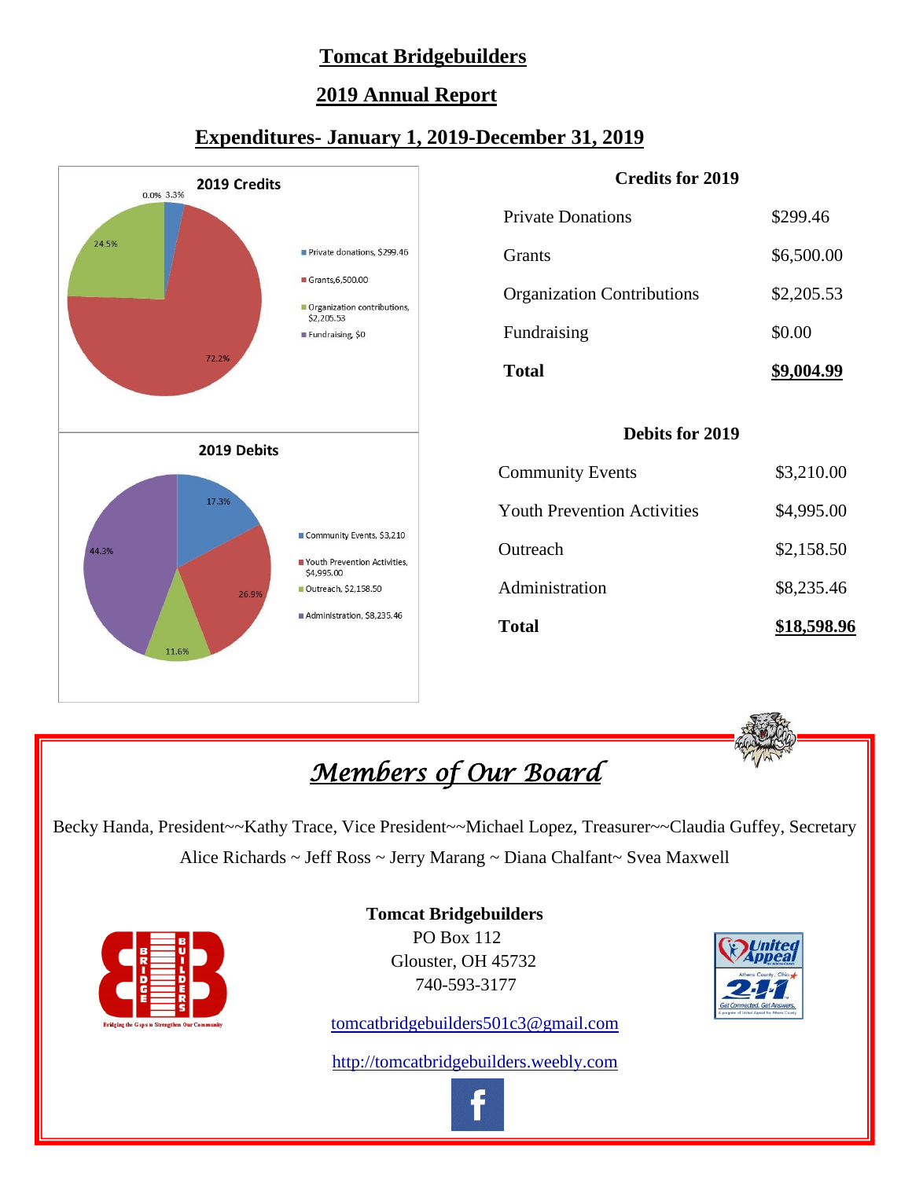# Tomcat Bridgebuilders

## 2019 Annual Report

## Expenditures- January 1, 2019-December 31, 2019

**2019 Credits**

0.0% 3.3%

24.5%

72.2%

Private donations, $299.46

Grants,6,500.00

Organization contributions, $2,205.53

Fundraising, $0

**Credits for 2019**

| | |
|---|---|
| Private Donations | $299.46 |
| Grants | $6,500.00 |
| Organization Contributions | $2,205.53 |
| Fundraising | $0.00 |
| **Total** | **$9,004.99** |

**2019 Debits**

17.3%

44.3%

26.9%

11.6%

Community Events, $3,210

Youth Prevention Activities, $4,995.00

Outreach, $2,158.50

Administration, $8,235.46

**Debits for 2019**

| | |
|---|---|
| Community Events | $3,210.00 |
| Youth Prevention Activities | $4,995.00 |
| Outreach | $2,158.50 |
| Administration | $8,235.46 |
| **Total** | **$18,598.96** |

## *Members of Our Board*

Becky Handa, President~~Kathy Trace, Vice President~~Michael Lopez, Treasurer~~Claudia Guffey, Secretary

Alice Richards ~ Jeff Ross ~ Jerry Marang ~ Diana Chalfant~ Svea Maxwell

Bridging the Gaps to Strengthen Our Community

**Tomcat Bridgebuilders**

PO Box 112

Glouster, OH 45732

740-593-3177

tomcatbridgebuilders501c3@gmail.com

http://tomcatbridgebuilders.weebly.com

United Appeal for Athens County

Athens County, Ohio 2-1-1

Get Connected. Get Answers.

A program of United Appeal for Athens County